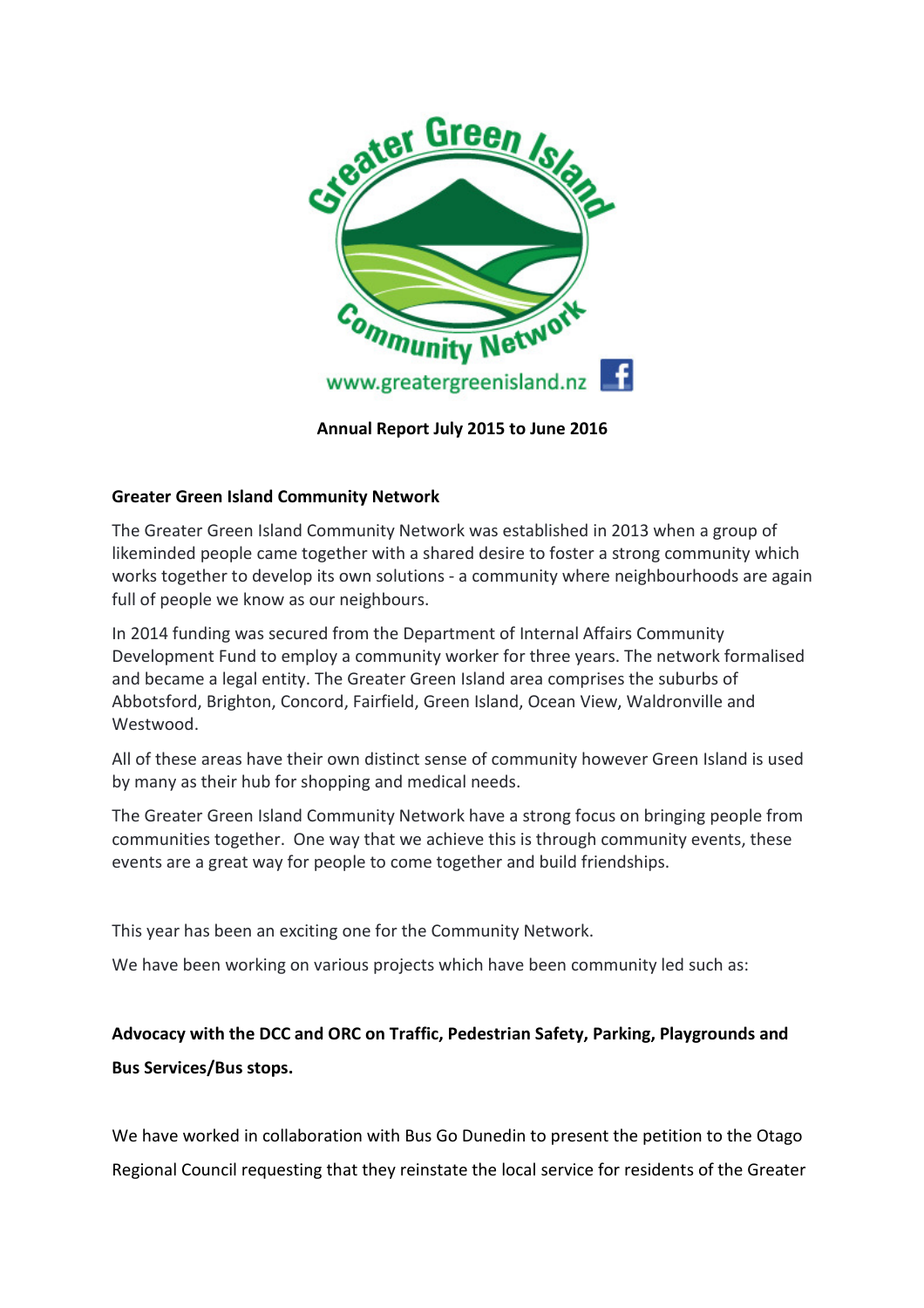Greater Green Island Community Network

www.greatergreenisland.nz

**Annual Report July 2015 to June 2016**

**Greater Green Island Community Network**

The Greater Green Island Community Network was established in 2013 when a group of likeminded people came together with a shared desire to foster a strong community which works together to develop its own solutions - a community where neighbourhoods are again full of people we know as our neighbours.

In 2014 funding was secured from the Department of Internal Affairs Community Development Fund to employ a community worker for three years. The network formalised and became a legal entity. The Greater Green Island area comprises the suburbs of Abbotsford, Brighton, Concord, Fairfield, Green Island, Ocean View, Waldronville and Westwood.

All of these areas have their own distinct sense of community however Green Island is used by many as their hub for shopping and medical needs.

The Greater Green Island Community Network have a strong focus on bringing people from communities together. One way that we achieve this is through community events, these events are a great way for people to come together and build friendships.

This year has been an exciting one for the Community Network.

We have been working on various projects which have been community led such as:

**Advocacy with the DCC and ORC on Traffic, Pedestrian Safety, Parking, Playgrounds and Bus Services/Bus stops.**

We have worked in collaboration with Bus Go Dunedin to present the petition to the Otago Regional Council requesting that they reinstate the local service for residents of the Greater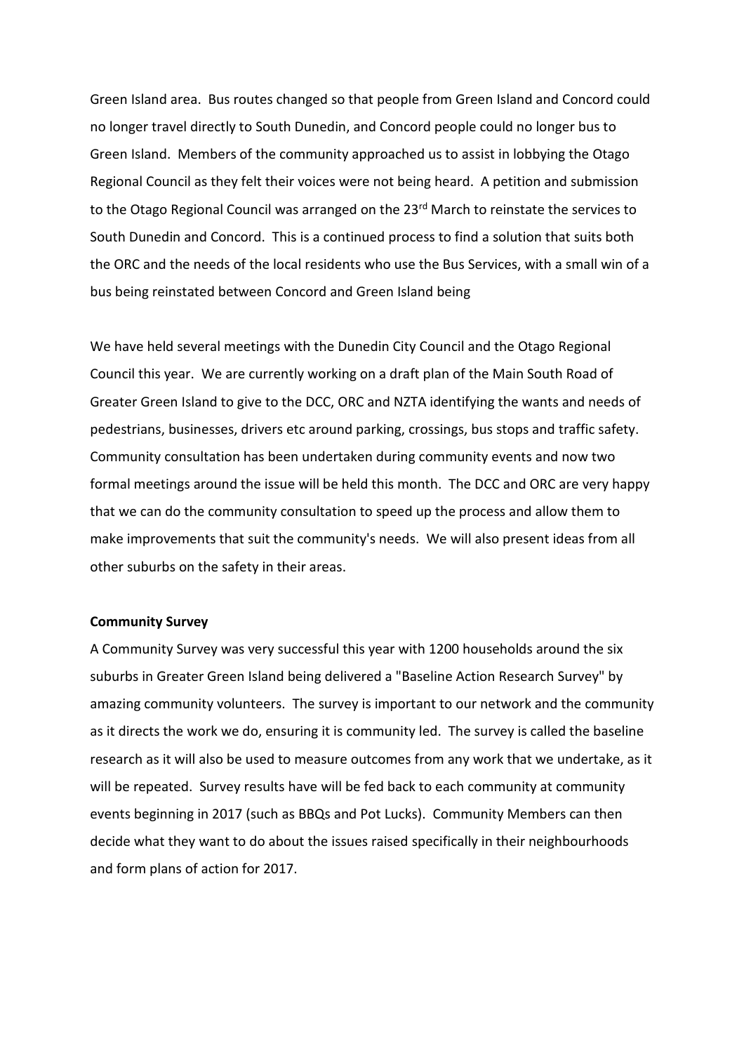Green Island area. Bus routes changed so that people from Green Island and Concord could no longer travel directly to South Dunedin, and Concord people could no longer bus to Green Island. Members of the community approached us to assist in lobbying the Otago Regional Council as they felt their voices were not being heard. A petition and submission to the Otago Regional Council was arranged on the 23rd March to reinstate the services to South Dunedin and Concord. This is a continued process to find a solution that suits both the ORC and the needs of the local residents who use the Bus Services, with a small win of a bus being reinstated between Concord and Green Island being

We have held several meetings with the Dunedin City Council and the Otago Regional Council this year. We are currently working on a draft plan of the Main South Road of Greater Green Island to give to the DCC, ORC and NZTA identifying the wants and needs of pedestrians, businesses, drivers etc around parking, crossings, bus stops and traffic safety. Community consultation has been undertaken during community events and now two formal meetings around the issue will be held this month. The DCC and ORC are very happy that we can do the community consultation to speed up the process and allow them to make improvements that suit the community's needs. We will also present ideas from all other suburbs on the safety in their areas.

**Community Survey**

A Community Survey was very successful this year with 1200 households around the six suburbs in Greater Green Island being delivered a "Baseline Action Research Survey" by amazing community volunteers. The survey is important to our network and the community as it directs the work we do, ensuring it is community led. The survey is called the baseline research as it will also be used to measure outcomes from any work that we undertake, as it will be repeated. Survey results have will be fed back to each community at community events beginning in 2017 (such as BBQs and Pot Lucks). Community Members can then decide what they want to do about the issues raised specifically in their neighbourhoods and form plans of action for 2017.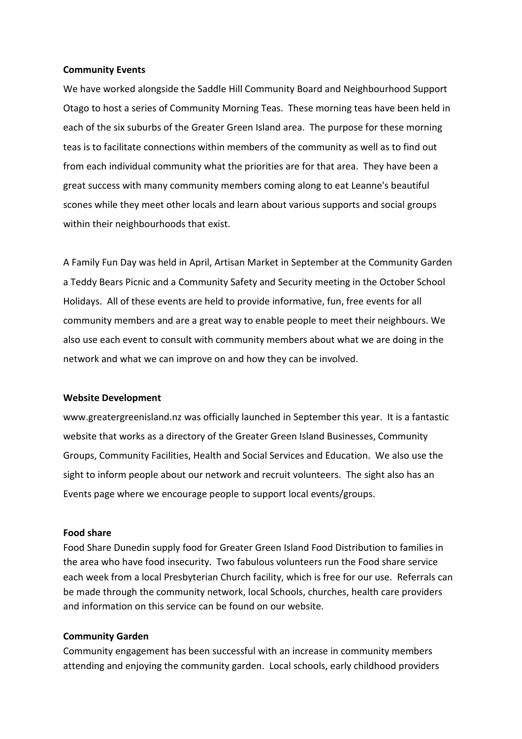**Community Events**

We have worked alongside the Saddle Hill Community Board and Neighbourhood Support Otago to host a series of Community Morning Teas. These morning teas have been held in each of the six suburbs of the Greater Green Island area. The purpose for these morning teas is to facilitate connections within members of the community as well as to find out from each individual community what the priorities are for that area. They have been a great success with many community members coming along to eat Leanne's beautiful scones while they meet other locals and learn about various supports and social groups within their neighbourhoods that exist.

A Family Fun Day was held in April, Artisan Market in September at the Community Garden a Teddy Bears Picnic and a Community Safety and Security meeting in the October School Holidays. All of these events are held to provide informative, fun, free events for all community members and are a great way to enable people to meet their neighbours. We also use each event to consult with community members about what we are doing in the network and what we can improve on and how they can be involved.

**Website Development**

www.greatergreenisland.nz was officially launched in September this year. It is a fantastic website that works as a directory of the Greater Green Island Businesses, Community Groups, Community Facilities, Health and Social Services and Education. We also use the sight to inform people about our network and recruit volunteers. The sight also has an Events page where we encourage people to support local events/groups.

**Food share**

Food Share Dunedin supply food for Greater Green Island Food Distribution to families in the area who have food insecurity. Two fabulous volunteers run the Food share service each week from a local Presbyterian Church facility, which is free for our use. Referrals can be made through the community network, local Schools, churches, health care providers and information on this service can be found on our website.

**Community Garden**

Community engagement has been successful with an increase in community members attending and enjoying the community garden. Local schools, early childhood providers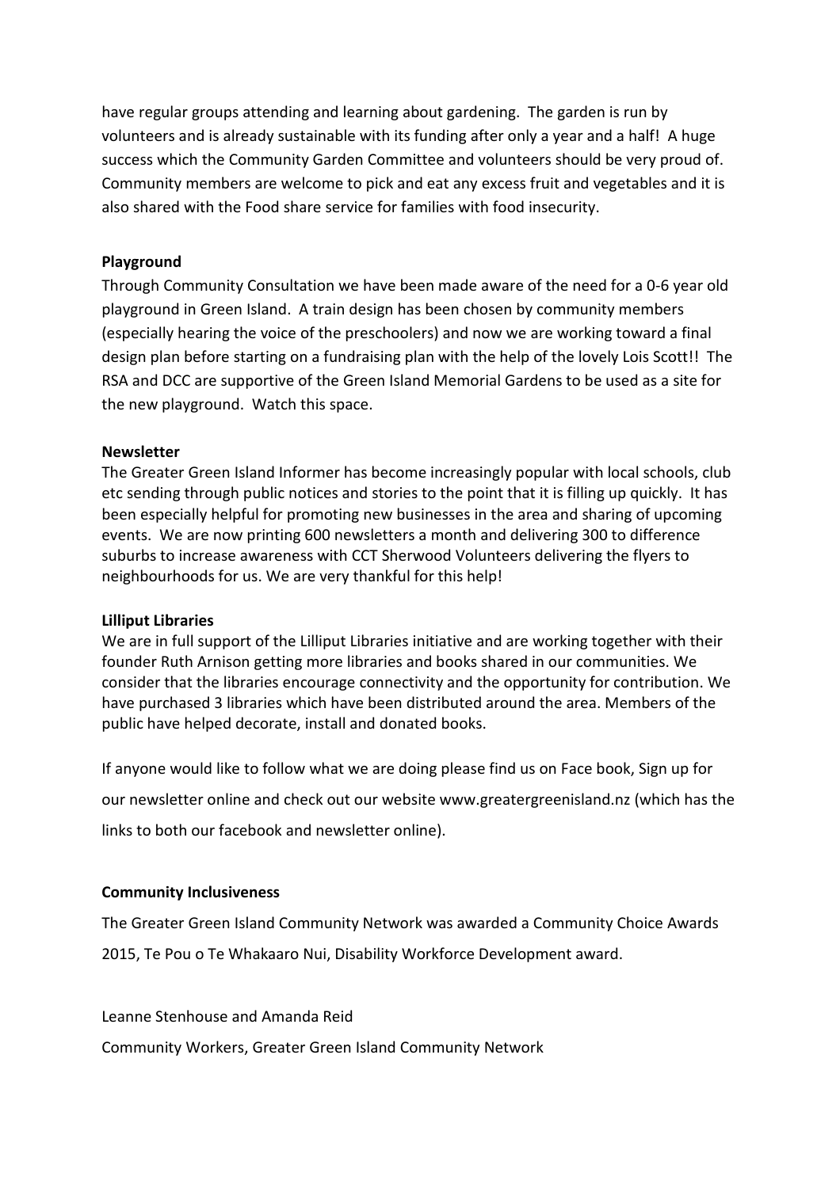have regular groups attending and learning about gardening. The garden is run by volunteers and is already sustainable with its funding after only a year and a half! A huge success which the Community Garden Committee and volunteers should be very proud of. Community members are welcome to pick and eat any excess fruit and vegetables and it is also shared with the Food share service for families with food insecurity.

**Playground**

Through Community Consultation we have been made aware of the need for a 0-6 year old playground in Green Island. A train design has been chosen by community members (especially hearing the voice of the preschoolers) and now we are working toward a final design plan before starting on a fundraising plan with the help of the lovely Lois Scott!! The RSA and DCC are supportive of the Green Island Memorial Gardens to be used as a site for the new playground. Watch this space.

**Newsletter**

The Greater Green Island Informer has become increasingly popular with local schools, club etc sending through public notices and stories to the point that it is filling up quickly. It has been especially helpful for promoting new businesses in the area and sharing of upcoming events. We are now printing 600 newsletters a month and delivering 300 to difference suburbs to increase awareness with CCT Sherwood Volunteers delivering the flyers to neighbourhoods for us. We are very thankful for this help!

**Lilliput Libraries**

We are in full support of the Lilliput Libraries initiative and are working together with their founder Ruth Arnison getting more libraries and books shared in our communities. We consider that the libraries encourage connectivity and the opportunity for contribution. We have purchased 3 libraries which have been distributed around the area. Members of the public have helped decorate, install and donated books.

If anyone would like to follow what we are doing please find us on Face book, Sign up for our newsletter online and check out our website www.greatergreenisland.nz (which has the links to both our facebook and newsletter online).

**Community Inclusiveness**

The Greater Green Island Community Network was awarded a Community Choice Awards 2015, Te Pou o Te Whakaaro Nui, Disability Workforce Development award.

Leanne Stenhouse and Amanda Reid

Community Workers, Greater Green Island Community Network